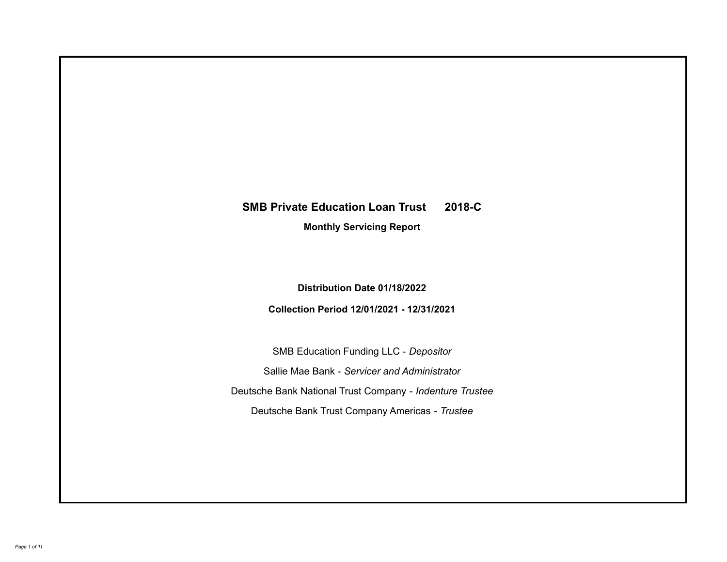# SMB Private Education Loan Trust 2018-C

**Monthly Servicing Report**

**Distribution Date 01/18/2022**

**Collection Period 12/01/2021 - 12/31/2021**

SMB Education Funding LLC - *Depositor*

Sallie Mae Bank - *Servicer and Administrator*

Deutsche Bank National Trust Company - *Indenture Trustee*

Deutsche Bank Trust Company Americas - *Trustee*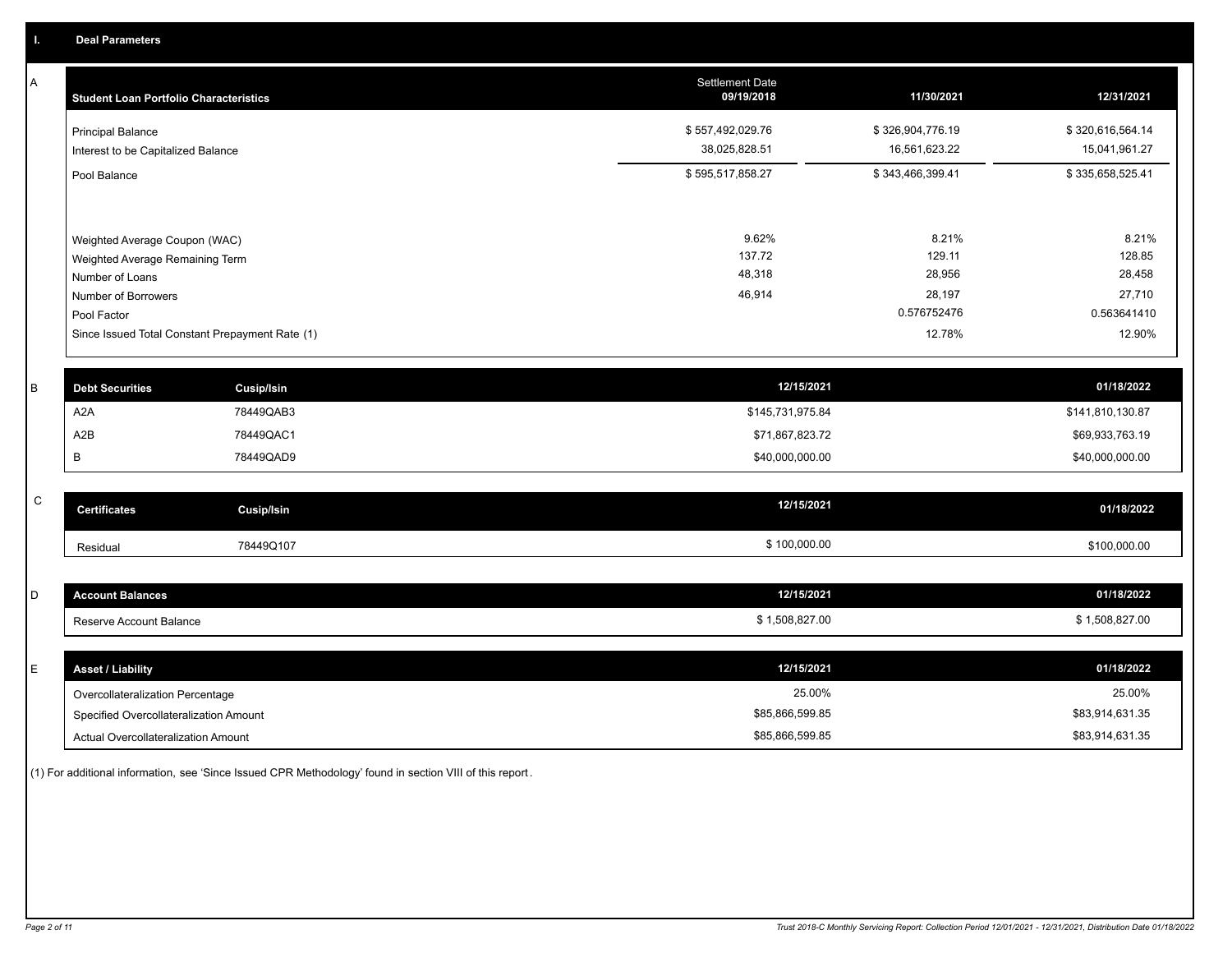## I. Deal Parameters

### A

| Student Loan Portfolio Characteristics | Settlement Date 09/19/2018 | 11/30/2021 | 12/31/2021 |
|---|---|---|---|
| Principal Balance | $ 557,492,029.76 | $ 326,904,776.19 | $ 320,616,564.14 |
| Interest to be Capitalized Balance | 38,025,828.51 | 16,561,623.22 | 15,041,961.27 |
| Pool Balance | $ 595,517,858.27 | $ 343,466,399.41 | $ 335,658,525.41 |
| Weighted Average Coupon (WAC) | 9.62% | 8.21% | 8.21% |
| Weighted Average Remaining Term | 137.72 | 129.11 | 128.85 |
| Number of Loans | 48,318 | 28,956 | 28,458 |
| Number of Borrowers | 46,914 | 28,197 | 27,710 |
| Pool Factor | | 0.576752476 | 0.563641410 |
| Since Issued Total Constant Prepayment Rate (1) | | 12.78% | 12.90% |

### B

| Debt Securities | Cusip/Isin | 12/15/2021 | 01/18/2022 |
|---|---|---|---|
| A2A | 78449QAB3 | $145,731,975.84 | $141,810,130.87 |
| A2B | 78449QAC1 | $71,867,823.72 | $69,933,763.19 |
| B | 78449QAD9 | $40,000,000.00 | $40,000,000.00 |

### C

| Certificates | Cusip/Isin | 12/15/2021 | 01/18/2022 |
|---|---|---|---|
| Residual | 78449Q107 | $ 100,000.00 | $100,000.00 |

### D

| Account Balances | 12/15/2021 | 01/18/2022 |
|---|---|---|
| Reserve Account Balance | $ 1,508,827.00 | $ 1,508,827.00 |

### E

| Asset / Liability | 12/15/2021 | 01/18/2022 |
|---|---|---|
| Overcollateralization Percentage | 25.00% | 25.00% |
| Specified Overcollateralization Amount | $85,866,599.85 | $83,914,631.35 |
| Actual Overcollateralization Amount | $85,866,599.85 | $83,914,631.35 |

(1) For additional information, see 'Since Issued CPR Methodology' found in section VIII of this report.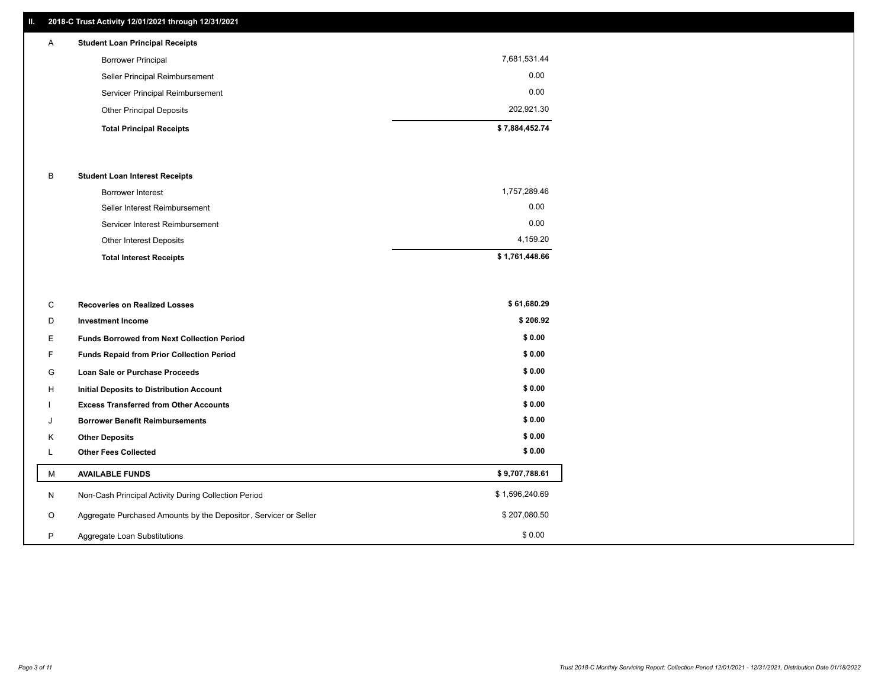## II. 2018-C Trust Activity 12/01/2021 through 12/31/2021

| | | |
|---|---|---|
| **A** | **Student Loan Principal Receipts** | |
| | Borrower Principal | 7,681,531.44 |
| | Seller Principal Reimbursement | 0.00 |
| | Servicer Principal Reimbursement | 0.00 |
| | Other Principal Deposits | 202,921.30 |
| | **Total Principal Receipts** | **$ 7,884,452.74** |
| **B** | **Student Loan Interest Receipts** | |
| | Borrower Interest | 1,757,289.46 |
| | Seller Interest Reimbursement | 0.00 |
| | Servicer Interest Reimbursement | 0.00 |
| | Other Interest Deposits | 4,159.20 |
| | **Total Interest Receipts** | **$ 1,761,448.66** |
| **C** | **Recoveries on Realized Losses** | **$ 61,680.29** |
| **D** | **Investment Income** | **$ 206.92** |
| **E** | **Funds Borrowed from Next Collection Period** | **$ 0.00** |
| **F** | **Funds Repaid from Prior Collection Period** | **$ 0.00** |
| **G** | **Loan Sale or Purchase Proceeds** | **$ 0.00** |
| **H** | **Initial Deposits to Distribution Account** | **$ 0.00** |
| **I** | **Excess Transferred from Other Accounts** | **$ 0.00** |
| **J** | **Borrower Benefit Reimbursements** | **$ 0.00** |
| **K** | **Other Deposits** | **$ 0.00** |
| **L** | **Other Fees Collected** | **$ 0.00** |
| **M** | **AVAILABLE FUNDS** | **$ 9,707,788.61** |
| N | Non-Cash Principal Activity During Collection Period | $ 1,596,240.69 |
| O | Aggregate Purchased Amounts by the Depositor, Servicer or Seller | $ 207,080.50 |
| P | Aggregate Loan Substitutions | $ 0.00 |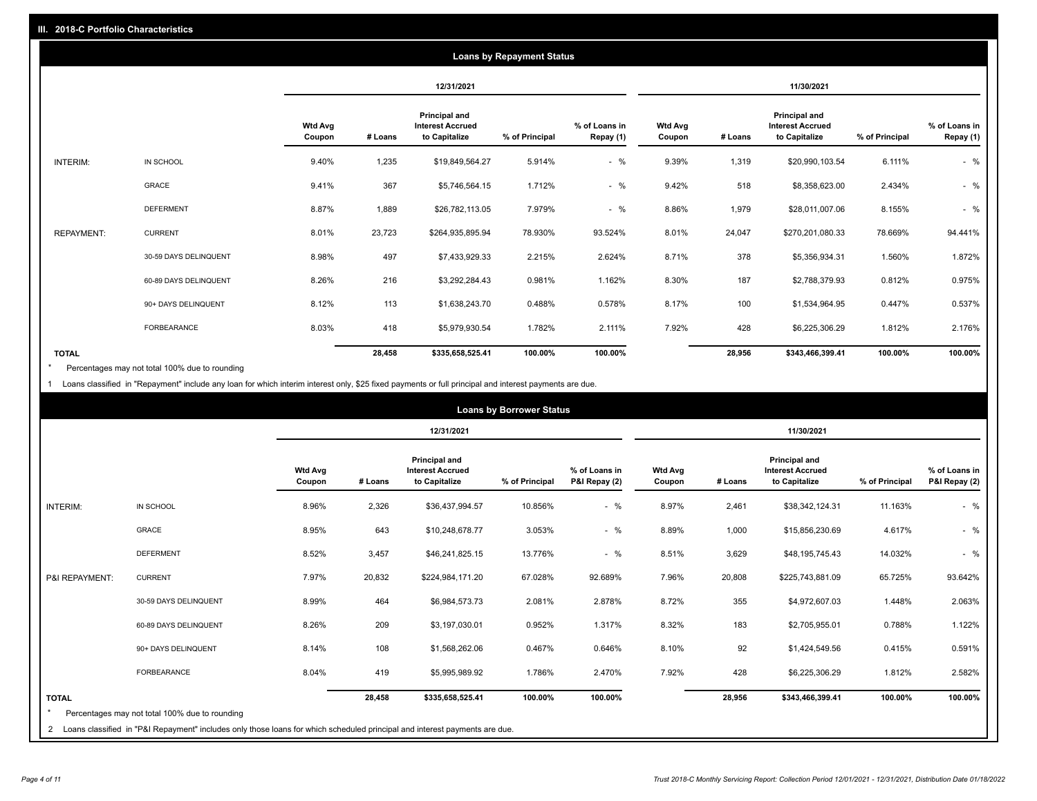## III. 2018-C Portfolio Characteristics

### Loans by Repayment Status

| | | 12/31/2021 | | | | | 11/30/2021 | | | | |
|---|---|---|---|---|---|---|---|---|---|---|---|
| | | Wtd Avg Coupon | # Loans | Principal and Interest Accrued to Capitalize | % of Principal | % of Loans in Repay (1) | Wtd Avg Coupon | # Loans | Principal and Interest Accrued to Capitalize | % of Principal | % of Loans in Repay (1) |
| INTERIM: | IN SCHOOL | 9.40% | 1,235 | $19,849,564.27 | 5.914% | - % | 9.39% | 1,319 | $20,990,103.54 | 6.111% | - % |
| | GRACE | 9.41% | 367 | $5,746,564.15 | 1.712% | - % | 9.42% | 518 | $8,358,623.00 | 2.434% | - % |
| | DEFERMENT | 8.87% | 1,889 | $26,782,113.05 | 7.979% | - % | 8.86% | 1,979 | $28,011,007.06 | 8.155% | - % |
| REPAYMENT: | CURRENT | 8.01% | 23,723 | $264,935,895.94 | 78.930% | 93.524% | 8.01% | 24,047 | $270,201,080.33 | 78.669% | 94.441% |
| | 30-59 DAYS DELINQUENT | 8.98% | 497 | $7,433,929.33 | 2.215% | 2.624% | 8.71% | 378 | $5,356,934.31 | 1.560% | 1.872% |
| | 60-89 DAYS DELINQUENT | 8.26% | 216 | $3,292,284.43 | 0.981% | 1.162% | 8.30% | 187 | $2,788,379.93 | 0.812% | 0.975% |
| | 90+ DAYS DELINQUENT | 8.12% | 113 | $1,638,243.70 | 0.488% | 0.578% | 8.17% | 100 | $1,534,964.95 | 0.447% | 0.537% |
| | FORBEARANCE | 8.03% | 418 | $5,979,930.54 | 1.782% | 2.111% | 7.92% | 428 | $6,225,306.29 | 1.812% | 2.176% |
| **TOTAL** | | | **28,458** | **$335,658,525.41** | **100.00%** | **100.00%** | | **28,956** | **$343,466,399.41** | **100.00%** | **100.00%** |

\* Percentages may not total 100% due to rounding

1 Loans classified in "Repayment" include any loan for which interim interest only, $25 fixed payments or full principal and interest payments are due.

### Loans by Borrower Status

| | | 12/31/2021 | | | | | 11/30/2021 | | | | |
|---|---|---|---|---|---|---|---|---|---|---|---|
| | | Wtd Avg Coupon | # Loans | Principal and Interest Accrued to Capitalize | % of Principal | % of Loans in P&I Repay (2) | Wtd Avg Coupon | # Loans | Principal and Interest Accrued to Capitalize | % of Principal | % of Loans in P&I Repay (2) |
| INTERIM: | IN SCHOOL | 8.96% | 2,326 | $36,437,994.57 | 10.856% | - % | 8.97% | 2,461 | $38,342,124.31 | 11.163% | - % |
| | GRACE | 8.95% | 643 | $10,248,678.77 | 3.053% | - % | 8.89% | 1,000 | $15,856,230.69 | 4.617% | - % |
| | DEFERMENT | 8.52% | 3,457 | $46,241,825.15 | 13.776% | - % | 8.51% | 3,629 | $48,195,745.43 | 14.032% | - % |
| P&I REPAYMENT: | CURRENT | 7.97% | 20,832 | $224,984,171.20 | 67.028% | 92.689% | 7.96% | 20,808 | $225,743,881.09 | 65.725% | 93.642% |
| | 30-59 DAYS DELINQUENT | 8.99% | 464 | $6,984,573.73 | 2.081% | 2.878% | 8.72% | 355 | $4,972,607.03 | 1.448% | 2.063% |
| | 60-89 DAYS DELINQUENT | 8.26% | 209 | $3,197,030.01 | 0.952% | 1.317% | 8.32% | 183 | $2,705,955.01 | 0.788% | 1.122% |
| | 90+ DAYS DELINQUENT | 8.14% | 108 | $1,568,262.06 | 0.467% | 0.646% | 8.10% | 92 | $1,424,549.56 | 0.415% | 0.591% |
| | FORBEARANCE | 8.04% | 419 | $5,995,989.92 | 1.786% | 2.470% | 7.92% | 428 | $6,225,306.29 | 1.812% | 2.582% |
| **TOTAL** | | | **28,458** | **$335,658,525.41** | **100.00%** | **100.00%** | | **28,956** | **$343,466,399.41** | **100.00%** | **100.00%** |

\* Percentages may not total 100% due to rounding

2 Loans classified in "P&I Repayment" includes only those loans for which scheduled principal and interest payments are due.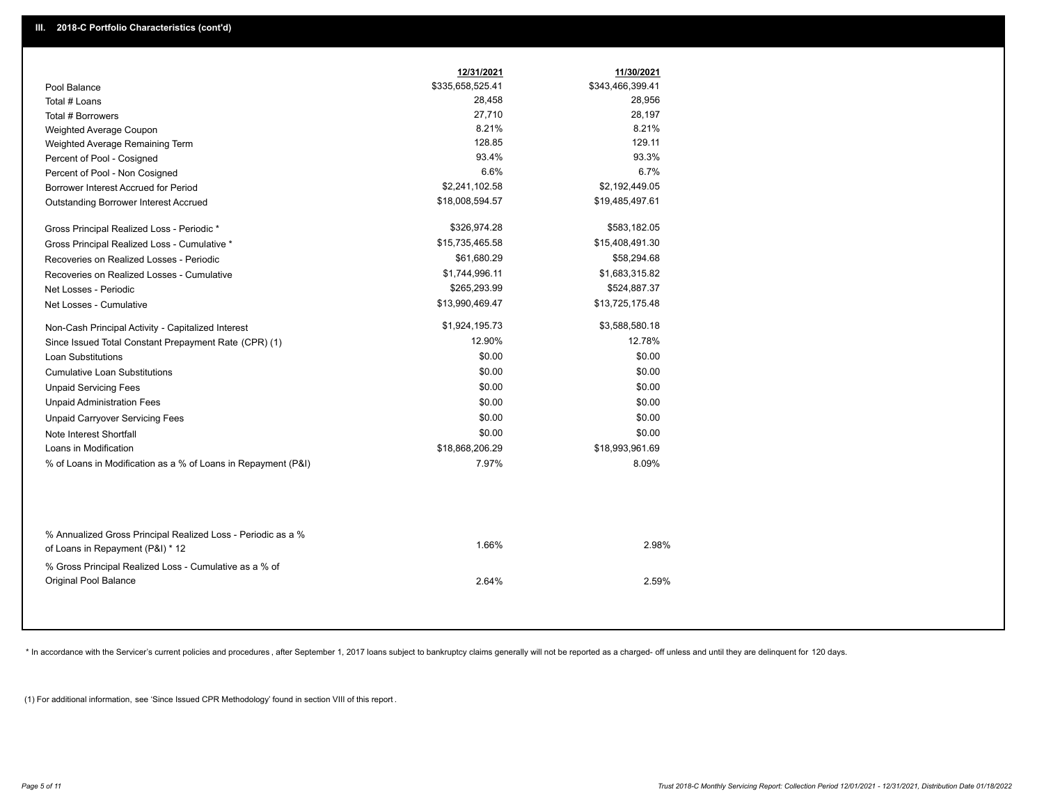## III. 2018-C Portfolio Characteristics (cont'd)

| | 12/31/2021 | 11/30/2021 |
|---|---|---|
| Pool Balance | $335,658,525.41 | $343,466,399.41 |
| Total # Loans | 28,458 | 28,956 |
| Total # Borrowers | 27,710 | 28,197 |
| Weighted Average Coupon | 8.21% | 8.21% |
| Weighted Average Remaining Term | 128.85 | 129.11 |
| Percent of Pool - Cosigned | 93.4% | 93.3% |
| Percent of Pool - Non Cosigned | 6.6% | 6.7% |
| Borrower Interest Accrued for Period | $2,241,102.58 | $2,192,449.05 |
| Outstanding Borrower Interest Accrued | $18,008,594.57 | $19,485,497.61 |
| Gross Principal Realized Loss - Periodic * | $326,974.28 | $583,182.05 |
| Gross Principal Realized Loss - Cumulative * | $15,735,465.58 | $15,408,491.30 |
| Recoveries on Realized Losses - Periodic | $61,680.29 | $58,294.68 |
| Recoveries on Realized Losses - Cumulative | $1,744,996.11 | $1,683,315.82 |
| Net Losses - Periodic | $265,293.99 | $524,887.37 |
| Net Losses - Cumulative | $13,990,469.47 | $13,725,175.48 |
| Non-Cash Principal Activity - Capitalized Interest | $1,924,195.73 | $3,588,580.18 |
| Since Issued Total Constant Prepayment Rate (CPR) (1) | 12.90% | 12.78% |
| Loan Substitutions | $0.00 | $0.00 |
| Cumulative Loan Substitutions | $0.00 | $0.00 |
| Unpaid Servicing Fees | $0.00 | $0.00 |
| Unpaid Administration Fees | $0.00 | $0.00 |
| Unpaid Carryover Servicing Fees | $0.00 | $0.00 |
| Note Interest Shortfall | $0.00 | $0.00 |
| Loans in Modification | $18,868,206.29 | $18,993,961.69 |
| % of Loans in Modification as a % of Loans in Repayment (P&I) | 7.97% | 8.09% |
| % Annualized Gross Principal Realized Loss - Periodic as a % of Loans in Repayment (P&I) * 12 | 1.66% | 2.98% |
| % Gross Principal Realized Loss - Cumulative as a % of Original Pool Balance | 2.64% | 2.59% |

* In accordance with the Servicer's current policies and procedures, after September 1, 2017 loans subject to bankruptcy claims generally will not be reported as a charged- off unless and until they are delinquent for 120 days.

(1) For additional information, see 'Since Issued CPR Methodology' found in section VIII of this report .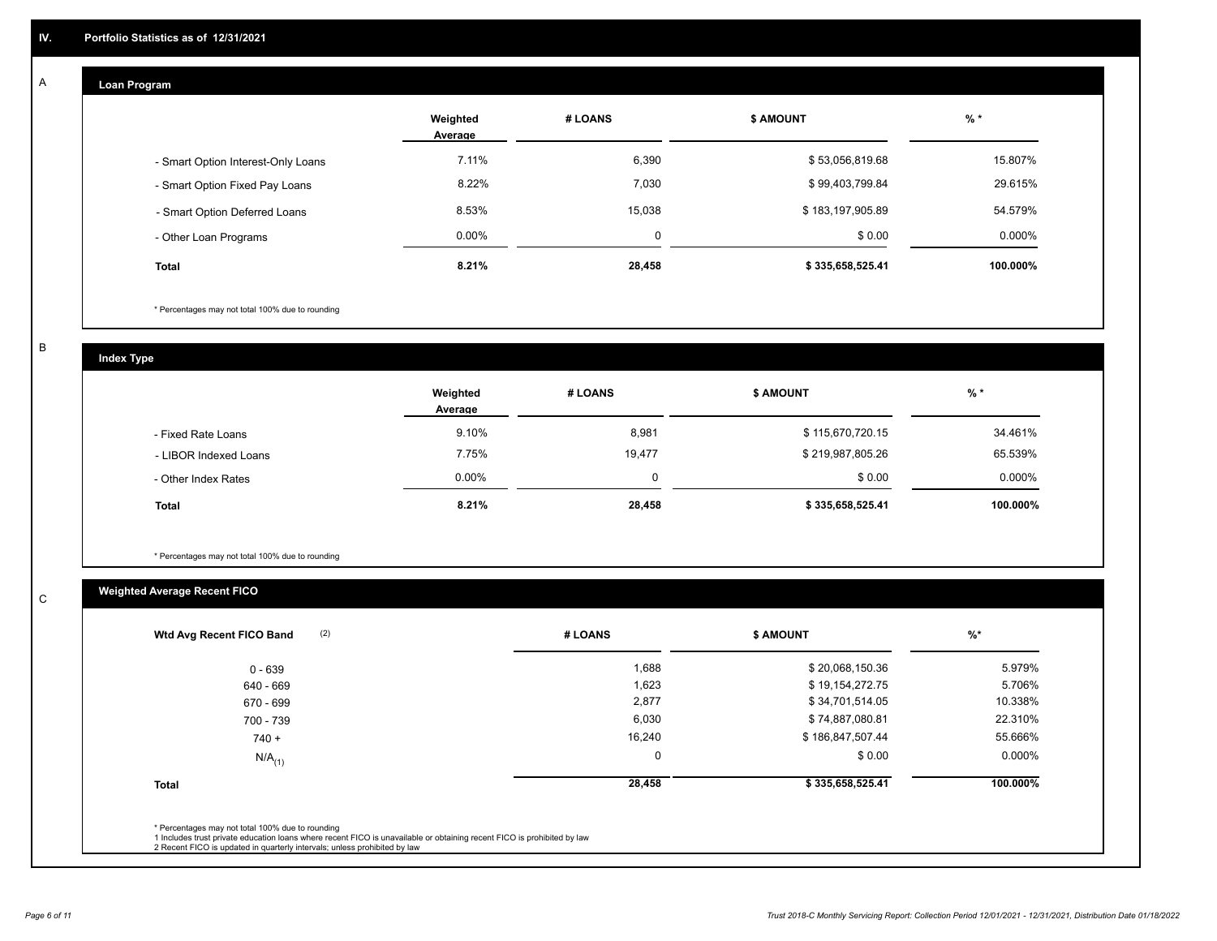## IV. Portfolio Statistics as of 12/31/2021

### A. Loan Program

| | Weighted Average | # LOANS | $ AMOUNT | % * |
|---|---|---|---|---|
| - Smart Option Interest-Only Loans | 7.11% | 6,390 | $ 53,056,819.68 | 15.807% |
| - Smart Option Fixed Pay Loans | 8.22% | 7,030 | $ 99,403,799.84 | 29.615% |
| - Smart Option Deferred Loans | 8.53% | 15,038 | $ 183,197,905.89 | 54.579% |
| - Other Loan Programs | 0.00% | 0 | $ 0.00 | 0.000% |
| **Total** | **8.21%** | **28,458** | **$ 335,658,525.41** | **100.000%** |

\* Percentages may not total 100% due to rounding

### B. Index Type

| | Weighted Average | # LOANS | $ AMOUNT | % * |
|---|---|---|---|---|
| - Fixed Rate Loans | 9.10% | 8,981 | $ 115,670,720.15 | 34.461% |
| - LIBOR Indexed Loans | 7.75% | 19,477 | $ 219,987,805.26 | 65.539% |
| - Other Index Rates | 0.00% | 0 | $ 0.00 | 0.000% |
| **Total** | **8.21%** | **28,458** | **$ 335,658,525.41** | **100.000%** |

\* Percentages may not total 100% due to rounding

### C. Weighted Average Recent FICO

| Wtd Avg Recent FICO Band (2) | # LOANS | $ AMOUNT | %* |
|---|---|---|---|
| 0 - 639 | 1,688 | $ 20,068,150.36 | 5.979% |
| 640 - 669 | 1,623 | $ 19,154,272.75 | 5.706% |
| 670 - 699 | 2,877 | $ 34,701,514.05 | 10.338% |
| 700 - 739 | 6,030 | $ 74,887,080.81 | 22.310% |
| 740 + | 16,240 | $ 186,847,507.44 | 55.666% |
| N/A (1) | 0 | $ 0.00 | 0.000% |
| **Total** | **28,458** | **$ 335,658,525.41** | **100.000%** |

\* Percentages may not total 100% due to rounding

1 Includes trust private education loans where recent FICO is unavailable or obtaining recent FICO is prohibited by law

2 Recent FICO is updated in quarterly intervals; unless prohibited by law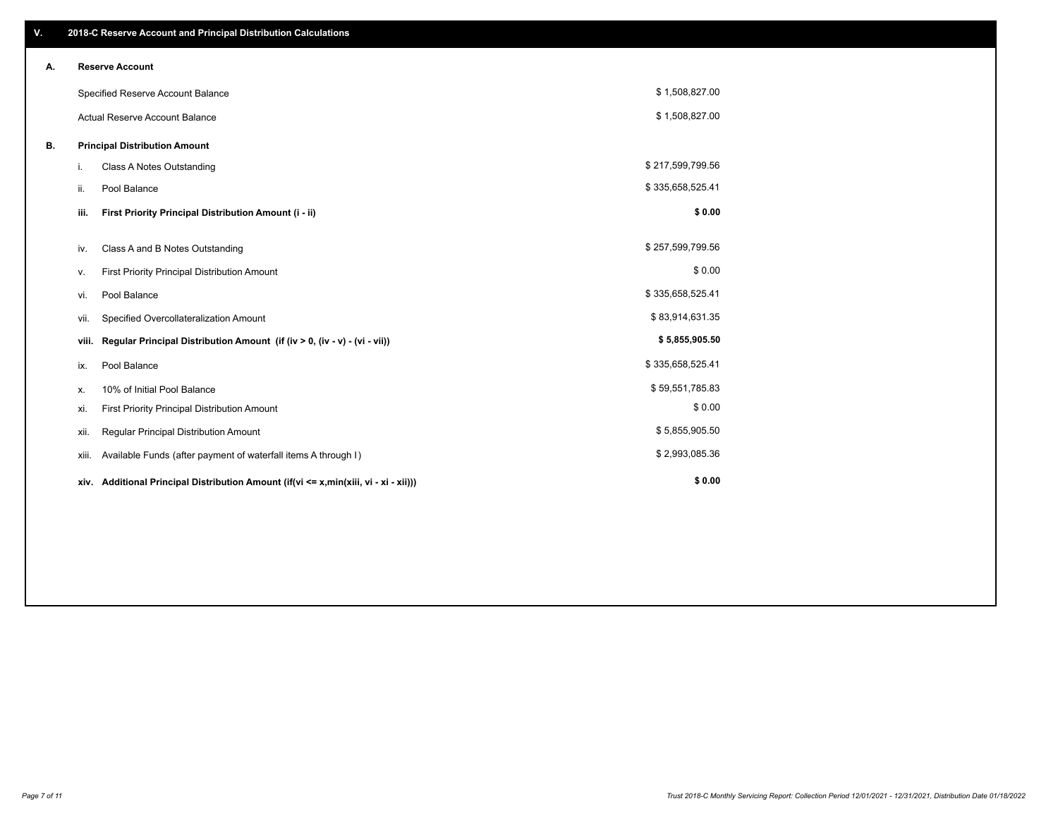## V. 2018-C Reserve Account and Principal Distribution Calculations

### A. Reserve Account

| | |
|---|---|
| Specified Reserve Account Balance | $ 1,508,827.00 |
| Actual Reserve Account Balance | $ 1,508,827.00 |

### B. Principal Distribution Amount

| | | |
|---|---|---|
| i. | Class A Notes Outstanding | $ 217,599,799.56 |
| ii. | Pool Balance | $ 335,658,525.41 |
| **iii.** | **First Priority Principal Distribution Amount (i - ii)** | **$ 0.00** |
| iv. | Class A and B Notes Outstanding | $ 257,599,799.56 |
| v. | First Priority Principal Distribution Amount | $ 0.00 |
| vi. | Pool Balance | $ 335,658,525.41 |
| vii. | Specified Overcollateralization Amount | $ 83,914,631.35 |
| **viii.** | **Regular Principal Distribution Amount (if (iv > 0, (iv - v) - (vi - vii))** | **$ 5,855,905.50** |
| ix. | Pool Balance | $ 335,658,525.41 |
| x. | 10% of Initial Pool Balance | $ 59,551,785.83 |
| xi. | First Priority Principal Distribution Amount | $ 0.00 |
| xii. | Regular Principal Distribution Amount | $ 5,855,905.50 |
| xiii. | Available Funds (after payment of waterfall items A through I) | $ 2,993,085.36 |
| **xiv.** | **Additional Principal Distribution Amount (if(vi <= x,min(xiii, vi - xi - xii)))** | **$ 0.00** |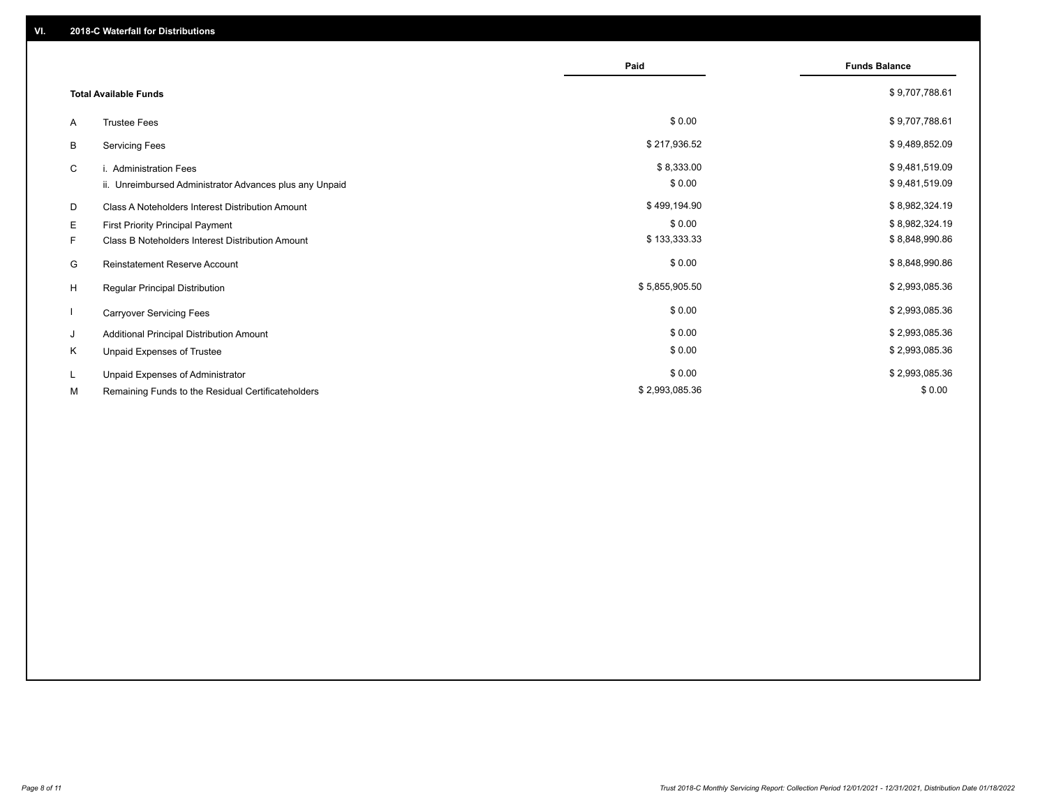## VI. 2018-C Waterfall for Distributions

| | | Paid | Funds Balance |
|---|---|---|---|
| | **Total Available Funds** | | $ 9,707,788.61 |
| A | Trustee Fees | $ 0.00 | $ 9,707,788.61 |
| B | Servicing Fees | $ 217,936.52 | $ 9,489,852.09 |
| C | i. Administration Fees | $ 8,333.00 | $ 9,481,519.09 |
| | ii. Unreimbursed Administrator Advances plus any Unpaid | $ 0.00 | $ 9,481,519.09 |
| D | Class A Noteholders Interest Distribution Amount | $ 499,194.90 | $ 8,982,324.19 |
| E | First Priority Principal Payment | $ 0.00 | $ 8,982,324.19 |
| F | Class B Noteholders Interest Distribution Amount | $ 133,333.33 | $ 8,848,990.86 |
| G | Reinstatement Reserve Account | $ 0.00 | $ 8,848,990.86 |
| H | Regular Principal Distribution | $ 5,855,905.50 | $ 2,993,085.36 |
| I | Carryover Servicing Fees | $ 0.00 | $ 2,993,085.36 |
| J | Additional Principal Distribution Amount | $ 0.00 | $ 2,993,085.36 |
| K | Unpaid Expenses of Trustee | $ 0.00 | $ 2,993,085.36 |
| L | Unpaid Expenses of Administrator | $ 0.00 | $ 2,993,085.36 |
| M | Remaining Funds to the Residual Certificateholders | $ 2,993,085.36 | $ 0.00 |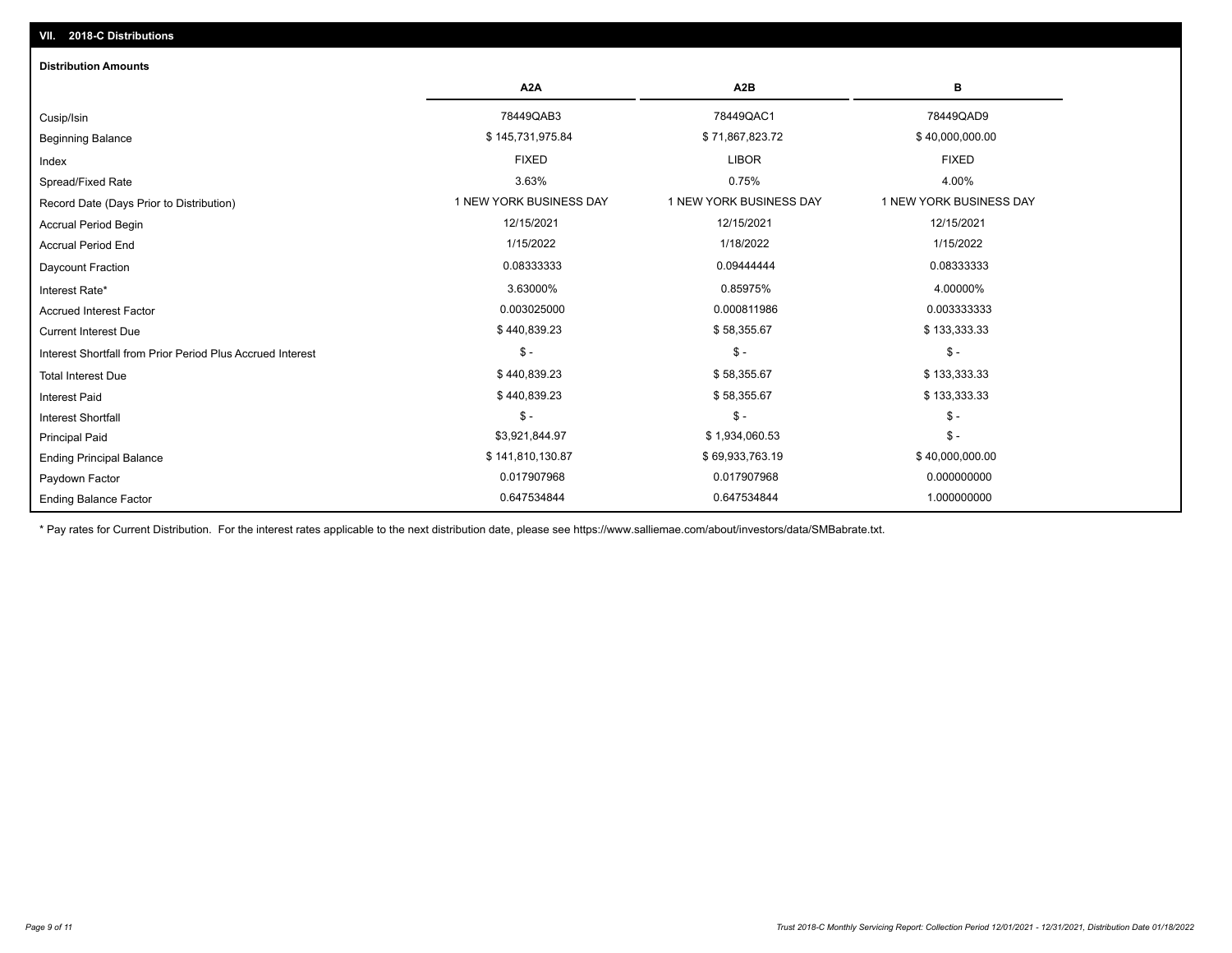## VII. 2018-C Distributions

### Distribution Amounts

| | A2A | A2B | B |
|---|---|---|---|
| Cusip/Isin | 78449QAB3 | 78449QAC1 | 78449QAD9 |
| Beginning Balance | $ 145,731,975.84 | $ 71,867,823.72 | $ 40,000,000.00 |
| Index | FIXED | LIBOR | FIXED |
| Spread/Fixed Rate | 3.63% | 0.75% | 4.00% |
| Record Date (Days Prior to Distribution) | 1 NEW YORK BUSINESS DAY | 1 NEW YORK BUSINESS DAY | 1 NEW YORK BUSINESS DAY |
| Accrual Period Begin | 12/15/2021 | 12/15/2021 | 12/15/2021 |
| Accrual Period End | 1/15/2022 | 1/18/2022 | 1/15/2022 |
| Daycount Fraction | 0.08333333 | 0.09444444 | 0.08333333 |
| Interest Rate* | 3.63000% | 0.85975% | 4.00000% |
| Accrued Interest Factor | 0.003025000 | 0.000811986 | 0.003333333 |
| Current Interest Due | $ 440,839.23 | $ 58,355.67 | $ 133,333.33 |
| Interest Shortfall from Prior Period Plus Accrued Interest | $ - | $ - | $ - |
| Total Interest Due | $ 440,839.23 | $ 58,355.67 | $ 133,333.33 |
| Interest Paid | $ 440,839.23 | $ 58,355.67 | $ 133,333.33 |
| Interest Shortfall | $ - | $ - | $ - |
| Principal Paid | $3,921,844.97 | $ 1,934,060.53 | $ - |
| Ending Principal Balance | $ 141,810,130.87 | $ 69,933,763.19 | $ 40,000,000.00 |
| Paydown Factor | 0.017907968 | 0.017907968 | 0.000000000 |
| Ending Balance Factor | 0.647534844 | 0.647534844 | 1.000000000 |

* Pay rates for Current Distribution. For the interest rates applicable to the next distribution date, please see https://www.salliemae.com/about/investors/data/SMBabrate.txt.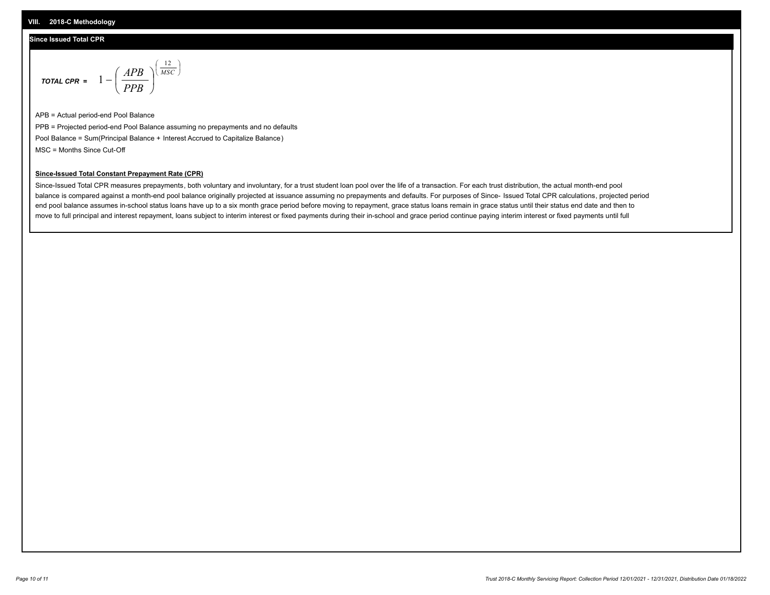## VIII. 2018-C Methodology

### Since Issued Total CPR

$$\textit{TOTAL CPR} = 1 - \left( \frac{APB}{PPB} \right)^{\left( \frac{12}{MSC} \right)}$$

APB = Actual period-end Pool Balance

PPB = Projected period-end Pool Balance assuming no prepayments and no defaults

Pool Balance = Sum(Principal Balance + Interest Accrued to Capitalize Balance)

MSC = Months Since Cut-Off

**Since-Issued Total Constant Prepayment Rate (CPR)**

Since-Issued Total CPR measures prepayments, both voluntary and involuntary, for a trust student loan pool over the life of a transaction. For each trust distribution, the actual month-end pool balance is compared against a month-end pool balance originally projected at issuance assuming no prepayments and defaults. For purposes of Since- Issued Total CPR calculations, projected period end pool balance assumes in-school status loans have up to a six month grace period before moving to repayment, grace status loans remain in grace status until their status end date and then to move to full principal and interest repayment, loans subject to interim interest or fixed payments during their in-school and grace period continue paying interim interest or fixed payments until full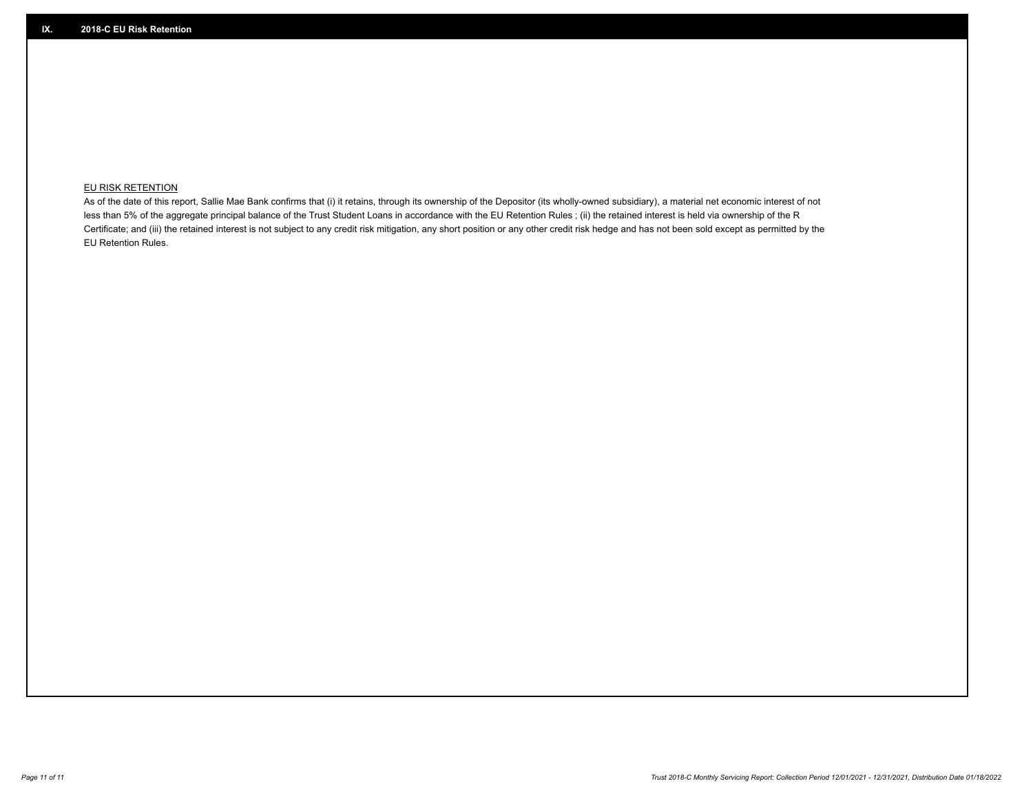## IX. 2018-C EU Risk Retention

EU RISK RETENTION

As of the date of this report, Sallie Mae Bank confirms that (i) it retains, through its ownership of the Depositor (its wholly-owned subsidiary), a material net economic interest of not less than 5% of the aggregate principal balance of the Trust Student Loans in accordance with the EU Retention Rules ; (ii) the retained interest is held via ownership of the R Certificate; and (iii) the retained interest is not subject to any credit risk mitigation, any short position or any other credit risk hedge and has not been sold except as permitted by the EU Retention Rules.